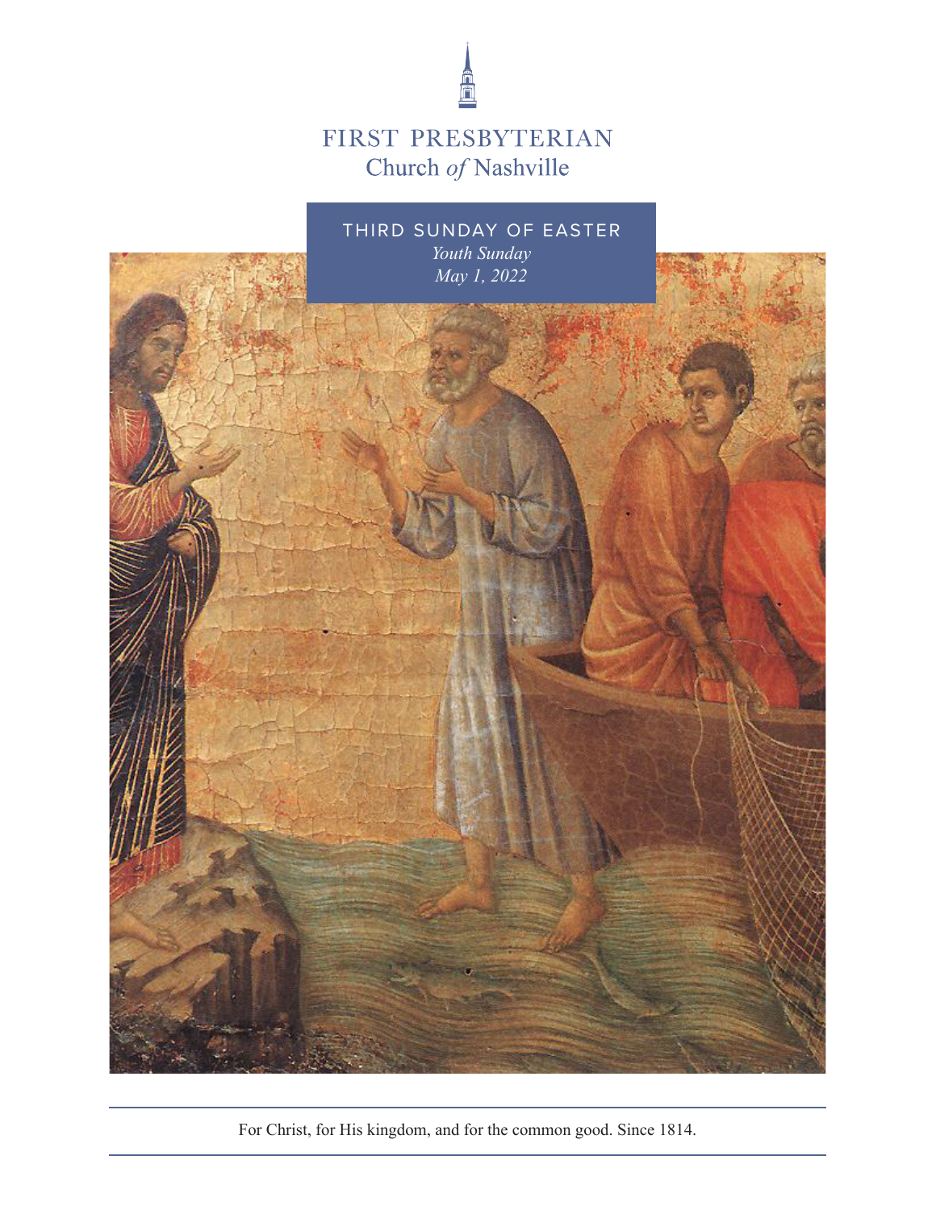# FIRST PRESBYTERIAN
## Church *of* Nashville

THIRD SUNDAY OF EASTER

*Youth Sunday*

*May 1, 2022*

For Christ, for His kingdom, and for the common good. Since 1814.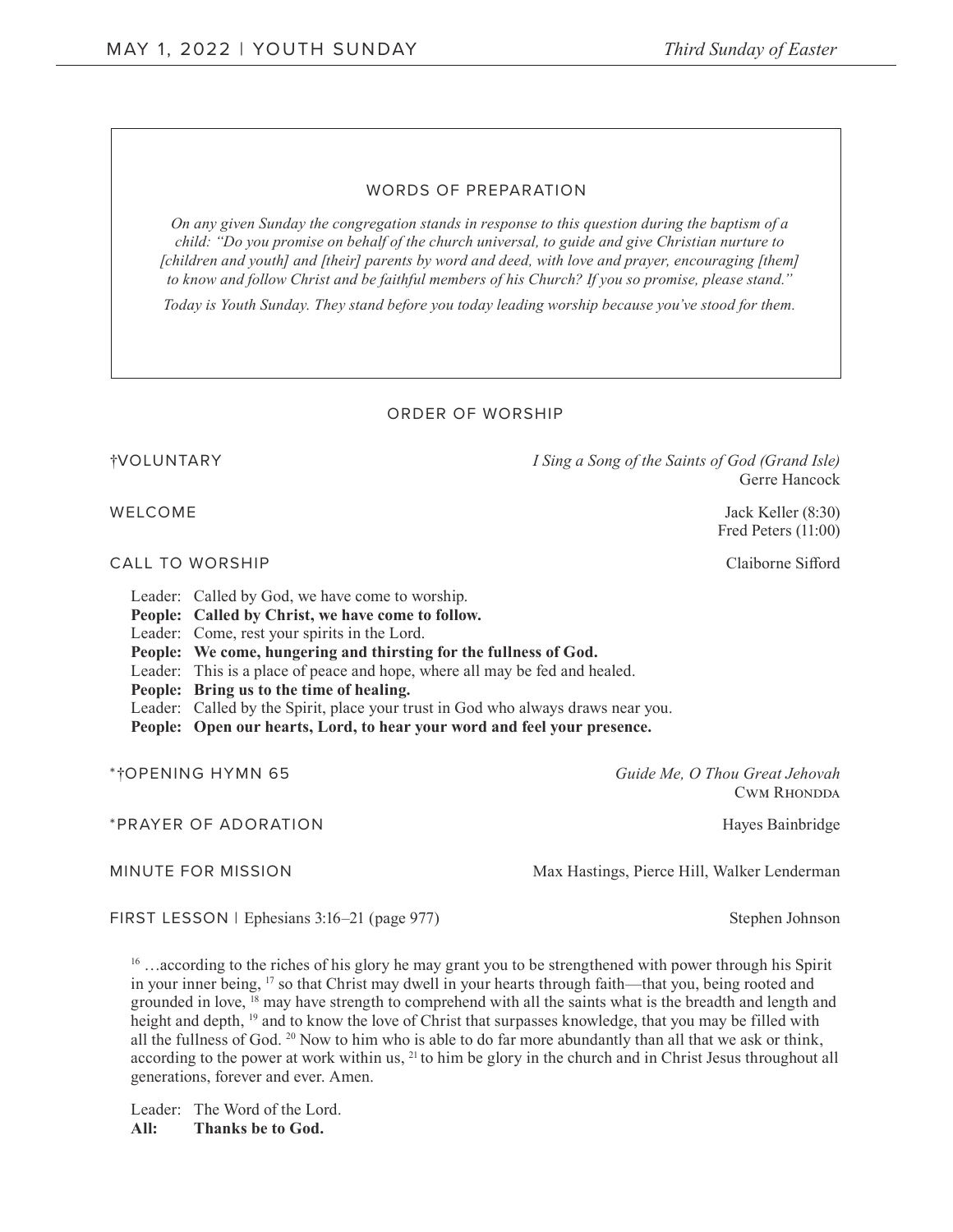## WORDS OF PREPARATION

*On any given Sunday the congregation stands in response to this question during the baptism of a child: "Do you promise on behalf of the church universal, to guide and give Christian nurture to [children and youth] and [their] parents by word and deed, with love and prayer, encouraging [them] to know and follow Christ and be faithful members of his Church? If you so promise, please stand."*

*Today is Youth Sunday. They stand before you today leading worship because you've stood for them.*

## ORDER OF WORSHIP

†VOLUNTARY — *I Sing a Song of the Saints of God (Grand Isle)*
Gerre Hancock

WELCOME — Jack Keller (8:30)
Fred Peters (11:00)

CALL TO WORSHIP — Claiborne Sifford

Leader: Called by God, we have come to worship.
**People: Called by Christ, we have come to follow.**
Leader: Come, rest your spirits in the Lord.
**People: We come, hungering and thirsting for the fullness of God.**
Leader: This is a place of peace and hope, where all may be fed and healed.
**People: Bring us to the time of healing.**
Leader: Called by the Spirit, place your trust in God who always draws near you.
**People: Open our hearts, Lord, to hear your word and feel your presence.**

*†OPENING HYMN 65 — *Guide Me, O Thou Great Jehovah*
CWM RHONDDA

*PRAYER OF ADORATION — Hayes Bainbridge

MINUTE FOR MISSION — Max Hastings, Pierce Hill, Walker Lenderman

FIRST LESSON | Ephesians 3:16–21 (page 977) — Stephen Johnson

[16] …according to the riches of his glory he may grant you to be strengthened with power through his Spirit in your inner being, [17] so that Christ may dwell in your hearts through faith—that you, being rooted and grounded in love, [18] may have strength to comprehend with all the saints what is the breadth and length and height and depth, [19] and to know the love of Christ that surpasses knowledge, that you may be filled with all the fullness of God. [20] Now to him who is able to do far more abundantly than all that we ask or think, according to the power at work within us, [21] to him be glory in the church and in Christ Jesus throughout all generations, forever and ever. Amen.

Leader: The Word of the Lord.
**All: Thanks be to God.**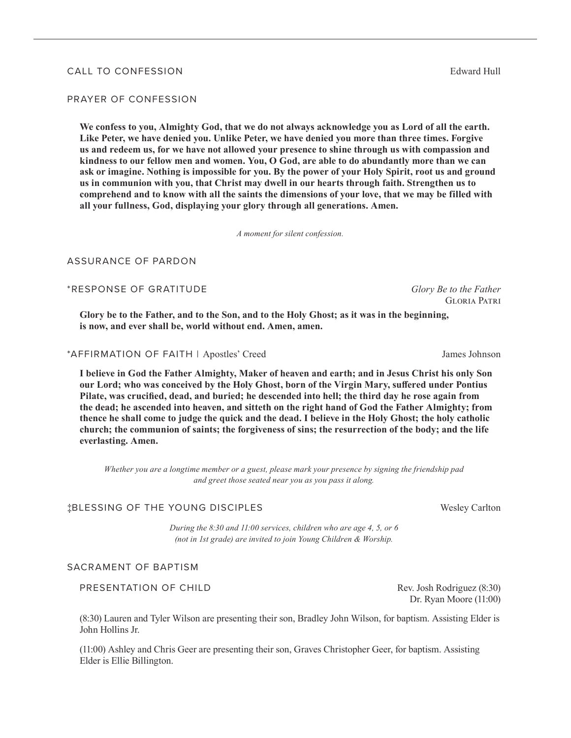## CALL TO CONFESSION — Edward Hull

## PRAYER OF CONFESSION

**We confess to you, Almighty God, that we do not always acknowledge you as Lord of all the earth. Like Peter, we have denied you. Unlike Peter, we have denied you more than three times. Forgive us and redeem us, for we have not allowed your presence to shine through us with compassion and kindness to our fellow men and women. You, O God, are able to do abundantly more than we can ask or imagine. Nothing is impossible for you. By the power of your Holy Spirit, root us and ground us in communion with you, that Christ may dwell in our hearts through faith. Strengthen us to comprehend and to know with all the saints the dimensions of your love, that we may be filled with all your fullness, God, displaying your glory through all generations. Amen.**

*A moment for silent confession.*

## ASSURANCE OF PARDON

## *RESPONSE OF GRATITUDE — *Glory Be to the Father*

Gloria Patri

**Glory be to the Father, and to the Son, and to the Holy Ghost; as it was in the beginning, is now, and ever shall be, world without end. Amen, amen.**

## *AFFIRMATION OF FAITH | Apostles' Creed — James Johnson

**I believe in God the Father Almighty, Maker of heaven and earth; and in Jesus Christ his only Son our Lord; who was conceived by the Holy Ghost, born of the Virgin Mary, suffered under Pontius Pilate, was crucified, dead, and buried; he descended into hell; the third day he rose again from the dead; he ascended into heaven, and sitteth on the right hand of God the Father Almighty; from thence he shall come to judge the quick and the dead. I believe in the Holy Ghost; the holy catholic church; the communion of saints; the forgiveness of sins; the resurrection of the body; and the life everlasting. Amen.**

*Whether you are a longtime member or a guest, please mark your presence by signing the friendship pad and greet those seated near you as you pass it along.*

## ‡BLESSING OF THE YOUNG DISCIPLES — Wesley Carlton

*During the 8:30 and 11:00 services, children who are age 4, 5, or 6 (not in 1st grade) are invited to join Young Children & Worship.*

## SACRAMENT OF BAPTISM

### PRESENTATION OF CHILD — Rev. Josh Rodriguez (8:30), Dr. Ryan Moore (11:00)

(8:30) Lauren and Tyler Wilson are presenting their son, Bradley John Wilson, for baptism. Assisting Elder is John Hollins Jr.

(11:00) Ashley and Chris Geer are presenting their son, Graves Christopher Geer, for baptism. Assisting Elder is Ellie Billington.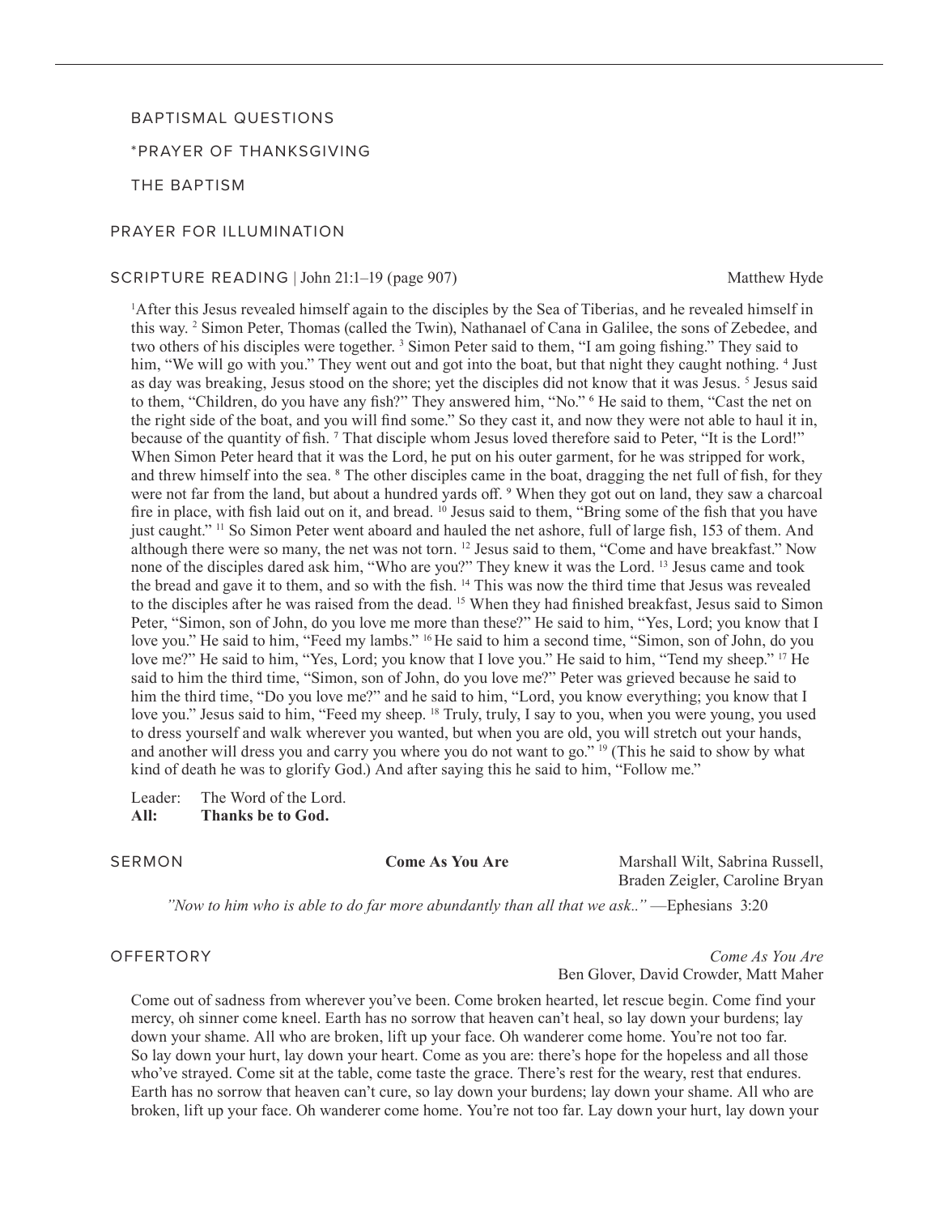BAPTISMAL QUESTIONS

*PRAYER OF THANKSGIVING

THE BAPTISM

PRAYER FOR ILLUMINATION

SCRIPTURE READING | John 21:1–19 (page 907) Matthew Hyde

[1]After this Jesus revealed himself again to the disciples by the Sea of Tiberias, and he revealed himself in this way. [2] Simon Peter, Thomas (called the Twin), Nathanael of Cana in Galilee, the sons of Zebedee, and two others of his disciples were together. [3] Simon Peter said to them, "I am going fishing." They said to him, "We will go with you." They went out and got into the boat, but that night they caught nothing. [4] Just as day was breaking, Jesus stood on the shore; yet the disciples did not know that it was Jesus. [5] Jesus said to them, "Children, do you have any fish?" They answered him, "No." [6] He said to them, "Cast the net on the right side of the boat, and you will find some." So they cast it, and now they were not able to haul it in, because of the quantity of fish. [7] That disciple whom Jesus loved therefore said to Peter, "It is the Lord!" When Simon Peter heard that it was the Lord, he put on his outer garment, for he was stripped for work, and threw himself into the sea. [8] The other disciples came in the boat, dragging the net full of fish, for they were not far from the land, but about a hundred yards off. [9] When they got out on land, they saw a charcoal fire in place, with fish laid out on it, and bread. [10] Jesus said to them, "Bring some of the fish that you have just caught." [11] So Simon Peter went aboard and hauled the net ashore, full of large fish, 153 of them. And although there were so many, the net was not torn. [12] Jesus said to them, "Come and have breakfast." Now none of the disciples dared ask him, "Who are you?" They knew it was the Lord. [13] Jesus came and took the bread and gave it to them, and so with the fish. [14] This was now the third time that Jesus was revealed to the disciples after he was raised from the dead. [15] When they had finished breakfast, Jesus said to Simon Peter, "Simon, son of John, do you love me more than these?" He said to him, "Yes, Lord; you know that I love you." He said to him, "Feed my lambs." [16] He said to him a second time, "Simon, son of John, do you love me?" He said to him, "Yes, Lord; you know that I love you." He said to him, "Tend my sheep." [17] He said to him the third time, "Simon, son of John, do you love me?" Peter was grieved because he said to him the third time, "Do you love me?" and he said to him, "Lord, you know everything; you know that I love you." Jesus said to him, "Feed my sheep. [18] Truly, truly, I say to you, when you were young, you used to dress yourself and walk wherever you wanted, but when you are old, you will stretch out your hands, and another will dress you and carry you where you do not want to go." [19] (This he said to show by what kind of death he was to glorify God.) And after saying this he said to him, "Follow me."

Leader: The Word of the Lord.
**All: Thanks be to God.**

SERMON **Come As You Are** Marshall Wilt, Sabrina Russell, Braden Zeigler, Caroline Bryan

*"Now to him who is able to do far more abundantly than all that we ask.."* —Ephesians 3:20

OFFERTORY *Come As You Are* Ben Glover, David Crowder, Matt Maher

Come out of sadness from wherever you've been. Come broken hearted, let rescue begin. Come find your mercy, oh sinner come kneel. Earth has no sorrow that heaven can't heal, so lay down your burdens; lay down your shame. All who are broken, lift up your face. Oh wanderer come home. You're not too far. So lay down your hurt, lay down your heart. Come as you are: there's hope for the hopeless and all those who've strayed. Come sit at the table, come taste the grace. There's rest for the weary, rest that endures. Earth has no sorrow that heaven can't cure, so lay down your burdens; lay down your shame. All who are broken, lift up your face. Oh wanderer come home. You're not too far. Lay down your hurt, lay down your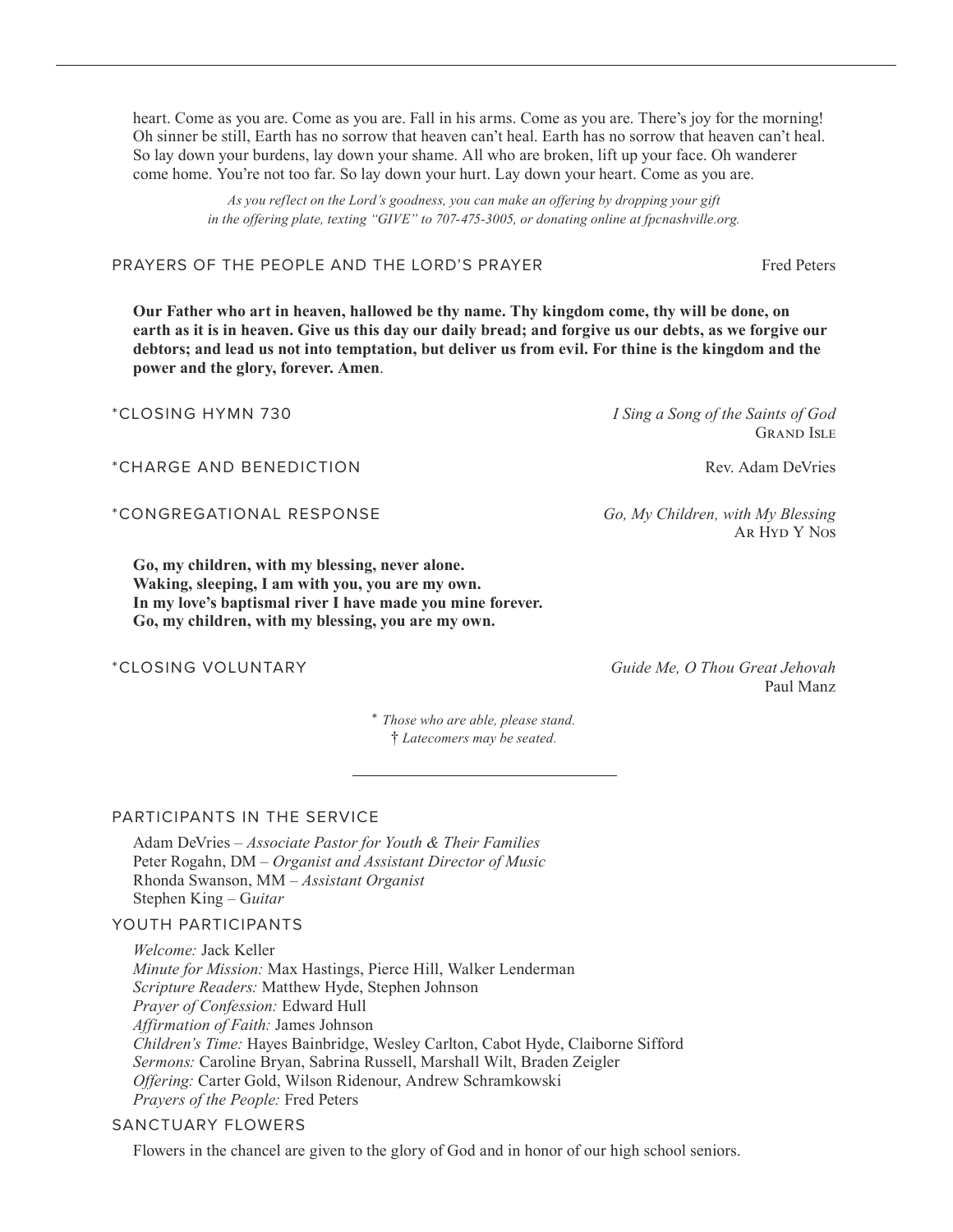heart. Come as you are. Come as you are. Fall in his arms. Come as you are. There's joy for the morning! Oh sinner be still, Earth has no sorrow that heaven can't heal. Earth has no sorrow that heaven can't heal. So lay down your burdens, lay down your shame. All who are broken, lift up your face. Oh wanderer come home. You're not too far. So lay down your hurt. Lay down your heart. Come as you are.

*As you reflect on the Lord's goodness, you can make an offering by dropping your gift in the offering plate, texting "GIVE" to 707-475-3005, or donating online at fpcnashville.org.*

PRAYERS OF THE PEOPLE AND THE LORD'S PRAYER — Fred Peters

**Our Father who art in heaven, hallowed be thy name. Thy kingdom come, thy will be done, on earth as it is in heaven. Give us this day our daily bread; and forgive us our debts, as we forgive our debtors; and lead us not into temptation, but deliver us from evil. For thine is the kingdom and the power and the glory, forever. Amen**.

*CLOSING HYMN 730 — *I Sing a Song of the Saints of God*
GRAND ISLE

*CHARGE AND BENEDICTION — Rev. Adam DeVries

*CONGREGATIONAL RESPONSE — *Go, My Children, with My Blessing*
AR HYD Y NOS

**Go, my children, with my blessing, never alone.**
**Waking, sleeping, I am with you, you are my own.**
**In my love's baptismal river I have made you mine forever.**
**Go, my children, with my blessing, you are my own.**

*CLOSING VOLUNTARY — *Guide Me, O Thou Great Jehovah*
Paul Manz

* *Those who are able, please stand.*
† *Latecomers may be seated.*

---

## PARTICIPANTS IN THE SERVICE

Adam DeVries – *Associate Pastor for Youth & Their Families*
Peter Rogahn, DM – *Organist and Assistant Director of Music*
Rhonda Swanson, MM – *Assistant Organist*
Stephen King – G*uitar*

## YOUTH PARTICIPANTS

*Welcome:* Jack Keller
*Minute for Mission:* Max Hastings, Pierce Hill, Walker Lenderman
*Scripture Readers:* Matthew Hyde, Stephen Johnson
*Prayer of Confession:* Edward Hull
*Affirmation of Faith:* James Johnson
*Children's Time:* Hayes Bainbridge, Wesley Carlton, Cabot Hyde, Claiborne Sifford
*Sermons:* Caroline Bryan, Sabrina Russell, Marshall Wilt, Braden Zeigler
*Offering:* Carter Gold, Wilson Ridenour, Andrew Schramkowski
*Prayers of the People:* Fred Peters

## SANCTUARY FLOWERS

Flowers in the chancel are given to the glory of God and in honor of our high school seniors.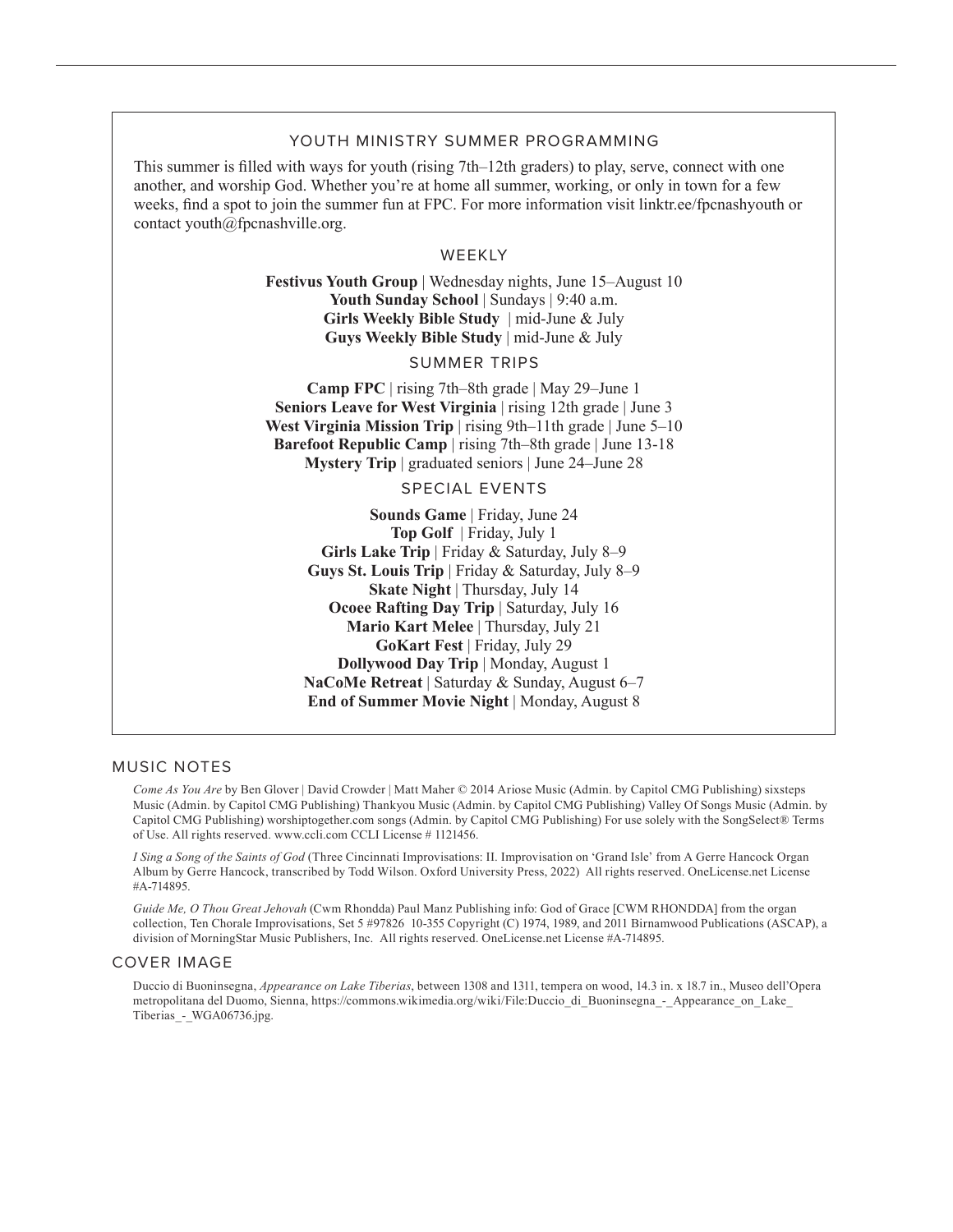## YOUTH MINISTRY SUMMER PROGRAMMING

This summer is filled with ways for youth (rising 7th–12th graders) to play, serve, connect with one another, and worship God. Whether you're at home all summer, working, or only in town for a few weeks, find a spot to join the summer fun at FPC. For more information visit linktr.ee/fpcnashyouth or contact youth@fpcnashville.org.

### WEEKLY

**Festivus Youth Group** | Wednesday nights, June 15–August 10
**Youth Sunday School** | Sundays | 9:40 a.m.
**Girls Weekly Bible Study** | mid-June & July
**Guys Weekly Bible Study** | mid-June & July

### SUMMER TRIPS

**Camp FPC** | rising 7th–8th grade | May 29–June 1
**Seniors Leave for West Virginia** | rising 12th grade | June 3
**West Virginia Mission Trip** | rising 9th–11th grade | June 5–10
**Barefoot Republic Camp** | rising 7th–8th grade | June 13-18
**Mystery Trip** | graduated seniors | June 24–June 28

### SPECIAL EVENTS

**Sounds Game** | Friday, June 24
**Top Golf** | Friday, July 1
**Girls Lake Trip** | Friday & Saturday, July 8–9
**Guys St. Louis Trip** | Friday & Saturday, July 8–9
**Skate Night** | Thursday, July 14
**Ocoee Rafting Day Trip** | Saturday, July 16
**Mario Kart Melee** | Thursday, July 21
**GoKart Fest** | Friday, July 29
**Dollywood Day Trip** | Monday, August 1
**NaCoMe Retreat** | Saturday & Sunday, August 6–7
**End of Summer Movie Night** | Monday, August 8

## MUSIC NOTES

*Come As You Are* by Ben Glover | David Crowder | Matt Maher © 2014 Ariose Music (Admin. by Capitol CMG Publishing) sixsteps Music (Admin. by Capitol CMG Publishing) Thankyou Music (Admin. by Capitol CMG Publishing) Valley Of Songs Music (Admin. by Capitol CMG Publishing) worshiptogether.com songs (Admin. by Capitol CMG Publishing) For use solely with the SongSelect® Terms of Use. All rights reserved. www.ccli.com CCLI License # 1121456.

*I Sing a Song of the Saints of God* (Three Cincinnati Improvisations: II. Improvisation on 'Grand Isle' from A Gerre Hancock Organ Album by Gerre Hancock, transcribed by Todd Wilson. Oxford University Press, 2022) All rights reserved. OneLicense.net License #A-714895.

*Guide Me, O Thou Great Jehovah* (Cwm Rhondda) Paul Manz Publishing info: God of Grace [CWM RHONDDA] from the organ collection, Ten Chorale Improvisations, Set 5 #97826 10-355 Copyright (C) 1974, 1989, and 2011 Birnamwood Publications (ASCAP), a division of MorningStar Music Publishers, Inc. All rights reserved. OneLicense.net License #A-714895.

## COVER IMAGE

Duccio di Buoninsegna, *Appearance on Lake Tiberias*, between 1308 and 1311, tempera on wood, 14.3 in. x 18.7 in., Museo dell'Opera metropolitana del Duomo, Sienna, https://commons.wikimedia.org/wiki/File:Duccio_di_Buoninsegna_-_Appearance_on_Lake_Tiberias_-_WGA06736.jpg.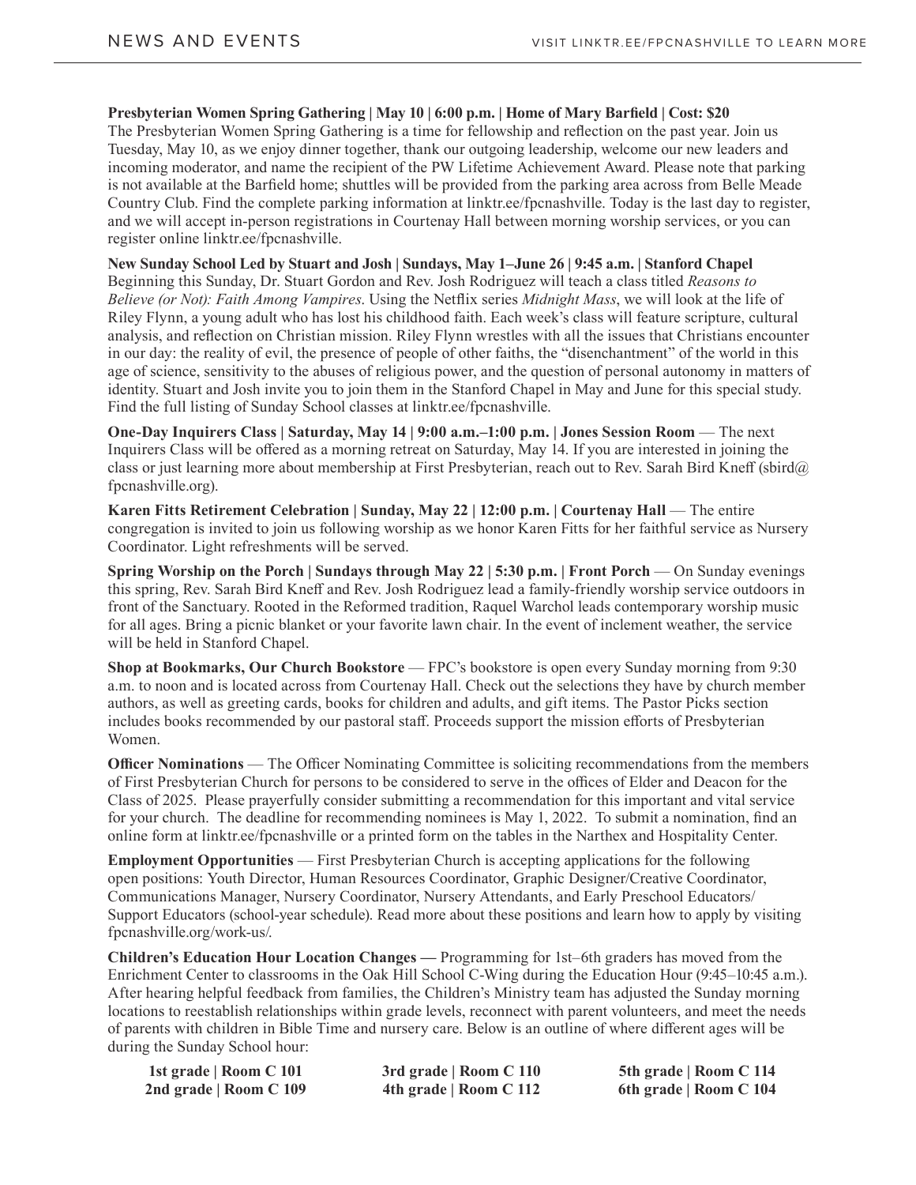# NEWS AND EVENTS

VISIT LINKTR.EE/FPCNASHVILLE TO LEARN MORE

**Presbyterian Women Spring Gathering | May 10 | 6:00 p.m. | Home of Mary Barfield | Cost: $20**
The Presbyterian Women Spring Gathering is a time for fellowship and reflection on the past year. Join us Tuesday, May 10, as we enjoy dinner together, thank our outgoing leadership, welcome our new leaders and incoming moderator, and name the recipient of the PW Lifetime Achievement Award. Please note that parking is not available at the Barfield home; shuttles will be provided from the parking area across from Belle Meade Country Club. Find the complete parking information at linktr.ee/fpcnashville. Today is the last day to register, and we will accept in-person registrations in Courtenay Hall between morning worship services, or you can register online linktr.ee/fpcnashville.

**New Sunday School Led by Stuart and Josh | Sundays, May 1–June 26 | 9:45 a.m. | Stanford Chapel**
Beginning this Sunday, Dr. Stuart Gordon and Rev. Josh Rodriguez will teach a class titled *Reasons to Believe (or Not): Faith Among Vampires*. Using the Netflix series *Midnight Mass*, we will look at the life of Riley Flynn, a young adult who has lost his childhood faith. Each week's class will feature scripture, cultural analysis, and reflection on Christian mission. Riley Flynn wrestles with all the issues that Christians encounter in our day: the reality of evil, the presence of people of other faiths, the "disenchantment" of the world in this age of science, sensitivity to the abuses of religious power, and the question of personal autonomy in matters of identity. Stuart and Josh invite you to join them in the Stanford Chapel in May and June for this special study. Find the full listing of Sunday School classes at linktr.ee/fpcnashville.

**One-Day Inquirers Class | Saturday, May 14 | 9:00 a.m.–1:00 p.m. | Jones Session Room** — The next Inquirers Class will be offered as a morning retreat on Saturday, May 14. If you are interested in joining the class or just learning more about membership at First Presbyterian, reach out to Rev. Sarah Bird Kneff (sbird@fpcnashville.org).

**Karen Fitts Retirement Celebration | Sunday, May 22 | 12:00 p.m. | Courtenay Hall** — The entire congregation is invited to join us following worship as we honor Karen Fitts for her faithful service as Nursery Coordinator. Light refreshments will be served.

**Spring Worship on the Porch | Sundays through May 22 | 5:30 p.m. | Front Porch** — On Sunday evenings this spring, Rev. Sarah Bird Kneff and Rev. Josh Rodriguez lead a family-friendly worship service outdoors in front of the Sanctuary. Rooted in the Reformed tradition, Raquel Warchol leads contemporary worship music for all ages. Bring a picnic blanket or your favorite lawn chair. In the event of inclement weather, the service will be held in Stanford Chapel.

**Shop at Bookmarks, Our Church Bookstore** — FPC's bookstore is open every Sunday morning from 9:30 a.m. to noon and is located across from Courtenay Hall. Check out the selections they have by church member authors, as well as greeting cards, books for children and adults, and gift items. The Pastor Picks section includes books recommended by our pastoral staff. Proceeds support the mission efforts of Presbyterian Women.

**Officer Nominations** — The Officer Nominating Committee is soliciting recommendations from the members of First Presbyterian Church for persons to be considered to serve in the offices of Elder and Deacon for the Class of 2025. Please prayerfully consider submitting a recommendation for this important and vital service for your church. The deadline for recommending nominees is May 1, 2022. To submit a nomination, find an online form at linktr.ee/fpcnashville or a printed form on the tables in the Narthex and Hospitality Center.

**Employment Opportunities** — First Presbyterian Church is accepting applications for the following open positions: Youth Director, Human Resources Coordinator, Graphic Designer/Creative Coordinator, Communications Manager, Nursery Coordinator, Nursery Attendants, and Early Preschool Educators/Support Educators (school-year schedule). Read more about these positions and learn how to apply by visiting fpcnashville.org/work-us/.

**Children's Education Hour Location Changes —** Programming for 1st–6th graders has moved from the Enrichment Center to classrooms in the Oak Hill School C-Wing during the Education Hour (9:45–10:45 a.m.). After hearing helpful feedback from families, the Children's Ministry team has adjusted the Sunday morning locations to reestablish relationships within grade levels, reconnect with parent volunteers, and meet the needs of parents with children in Bible Time and nursery care. Below is an outline of where different ages will be during the Sunday School hour:

**1st grade | Room C 101**
**2nd grade | Room C 109**
**3rd grade | Room C 110**
**4th grade | Room C 112**
**5th grade | Room C 114**
**6th grade | Room C 104**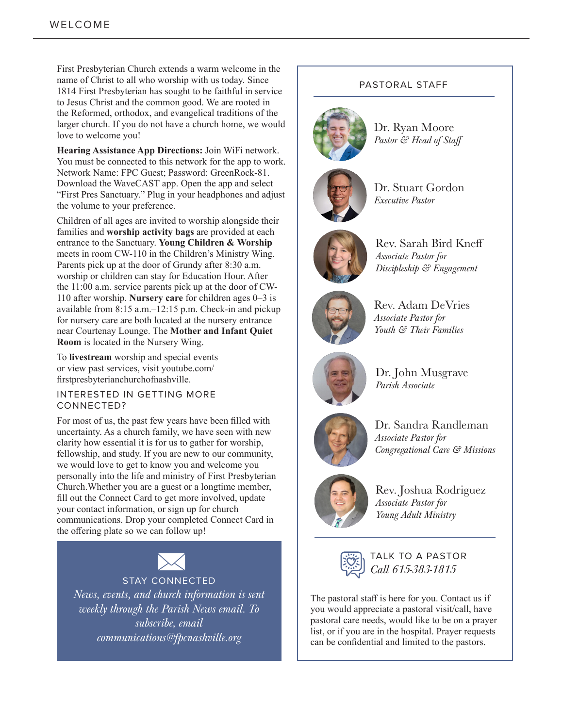# WELCOME

First Presbyterian Church extends a warm welcome in the name of Christ to all who worship with us today. Since 1814 First Presbyterian has sought to be faithful in service to Jesus Christ and the common good. We are rooted in the Reformed, orthodox, and evangelical traditions of the larger church. If you do not have a church home, we would love to welcome you!

**Hearing Assistance App Directions:** Join WiFi network. You must be connected to this network for the app to work. Network Name: FPC Guest; Password: GreenRock-81. Download the WaveCAST app. Open the app and select "First Pres Sanctuary." Plug in your headphones and adjust the volume to your preference.

Children of all ages are invited to worship alongside their families and **worship activity bags** are provided at each entrance to the Sanctuary. **Young Children & Worship** meets in room CW-110 in the Children's Ministry Wing. Parents pick up at the door of Grundy after 8:30 a.m. worship or children can stay for Education Hour. After the 11:00 a.m. service parents pick up at the door of CW-110 after worship. **Nursery care** for children ages 0–3 is available from 8:15 a.m.–12:15 p.m. Check-in and pickup for nursery care are both located at the nursery entrance near Courtenay Lounge. The **Mother and Infant Quiet Room** is located in the Nursery Wing.

To **livestream** worship and special events or view past services, visit youtube.com/firstpresbyterianchurchofnashville.

## INTERESTED IN GETTING MORE CONNECTED?

For most of us, the past few years have been filled with uncertainty. As a church family, we have seen with new clarity how essential it is for us to gather for worship, fellowship, and study. If you are new to our community, we would love to get to know you and welcome you personally into the life and ministry of First Presbyterian Church. Whether you are a guest or a longtime member, fill out the Connect Card to get more involved, update your contact information, or sign up for church communications. Drop your completed Connect Card in the offering plate so we can follow up!

## STAY CONNECTED

*News, events, and church information is sent weekly through the Parish News email. To subscribe, email communications@fpcnashville.org*

## PASTORAL STAFF

Dr. Ryan Moore
*Pastor & Head of Staff*

Dr. Stuart Gordon
*Executive Pastor*

Rev. Sarah Bird Kneff
*Associate Pastor for Discipleship & Engagement*

Rev. Adam DeVries
*Associate Pastor for Youth & Their Families*

Dr. John Musgrave
*Parish Associate*

Dr. Sandra Randleman
*Associate Pastor for Congregational Care & Missions*

Rev. Joshua Rodriguez
*Associate Pastor for Young Adult Ministry*

## TALK TO A PASTOR

*Call 615-383-1815*

The pastoral staff is here for you. Contact us if you would appreciate a pastoral visit/call, have pastoral care needs, would like to be on a prayer list, or if you are in the hospital. Prayer requests can be confidential and limited to the pastors.